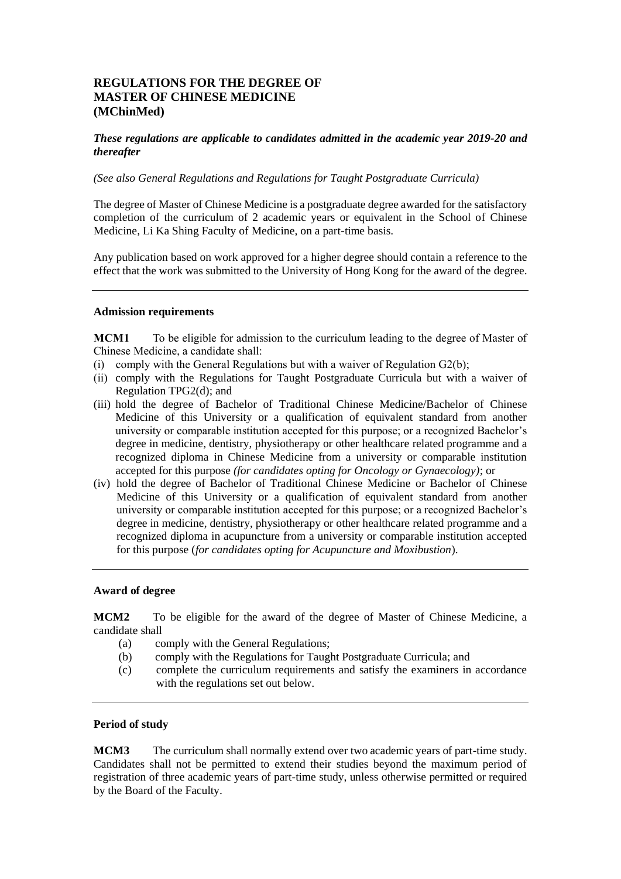# REGULATIONS FOR THE DEGREE OF MASTER OF CHINESE MEDICINE (MChinMed)

***These regulations are applicable to candidates admitted in the academic year 2019-20 and thereafter***

*(See also General Regulations and Regulations for Taught Postgraduate Curricula)*

The degree of Master of Chinese Medicine is a postgraduate degree awarded for the satisfactory completion of the curriculum of 2 academic years or equivalent in the School of Chinese Medicine, Li Ka Shing Faculty of Medicine, on a part-time basis.

Any publication based on work approved for a higher degree should contain a reference to the effect that the work was submitted to the University of Hong Kong for the award of the degree.

---

### Admission requirements

**MCM1** To be eligible for admission to the curriculum leading to the degree of Master of Chinese Medicine, a candidate shall:

(i) comply with the General Regulations but with a waiver of Regulation G2(b);

(ii) comply with the Regulations for Taught Postgraduate Curricula but with a waiver of Regulation TPG2(d); and

(iii) hold the degree of Bachelor of Traditional Chinese Medicine/Bachelor of Chinese Medicine of this University or a qualification of equivalent standard from another university or comparable institution accepted for this purpose; or a recognized Bachelor's degree in medicine, dentistry, physiotherapy or other healthcare related programme and a recognized diploma in Chinese Medicine from a university or comparable institution accepted for this purpose *(for candidates opting for Oncology or Gynaecology)*; or

(iv) hold the degree of Bachelor of Traditional Chinese Medicine or Bachelor of Chinese Medicine of this University or a qualification of equivalent standard from another university or comparable institution accepted for this purpose; or a recognized Bachelor's degree in medicine, dentistry, physiotherapy or other healthcare related programme and a recognized diploma in acupuncture from a university or comparable institution accepted for this purpose (*for candidates opting for Acupuncture and Moxibustion*).

---

### Award of degree

**MCM2** To be eligible for the award of the degree of Master of Chinese Medicine, a candidate shall

(a) comply with the General Regulations;

(b) comply with the Regulations for Taught Postgraduate Curricula; and

(c) complete the curriculum requirements and satisfy the examiners in accordance with the regulations set out below.

---

### Period of study

**MCM3** The curriculum shall normally extend over two academic years of part-time study. Candidates shall not be permitted to extend their studies beyond the maximum period of registration of three academic years of part-time study, unless otherwise permitted or required by the Board of the Faculty.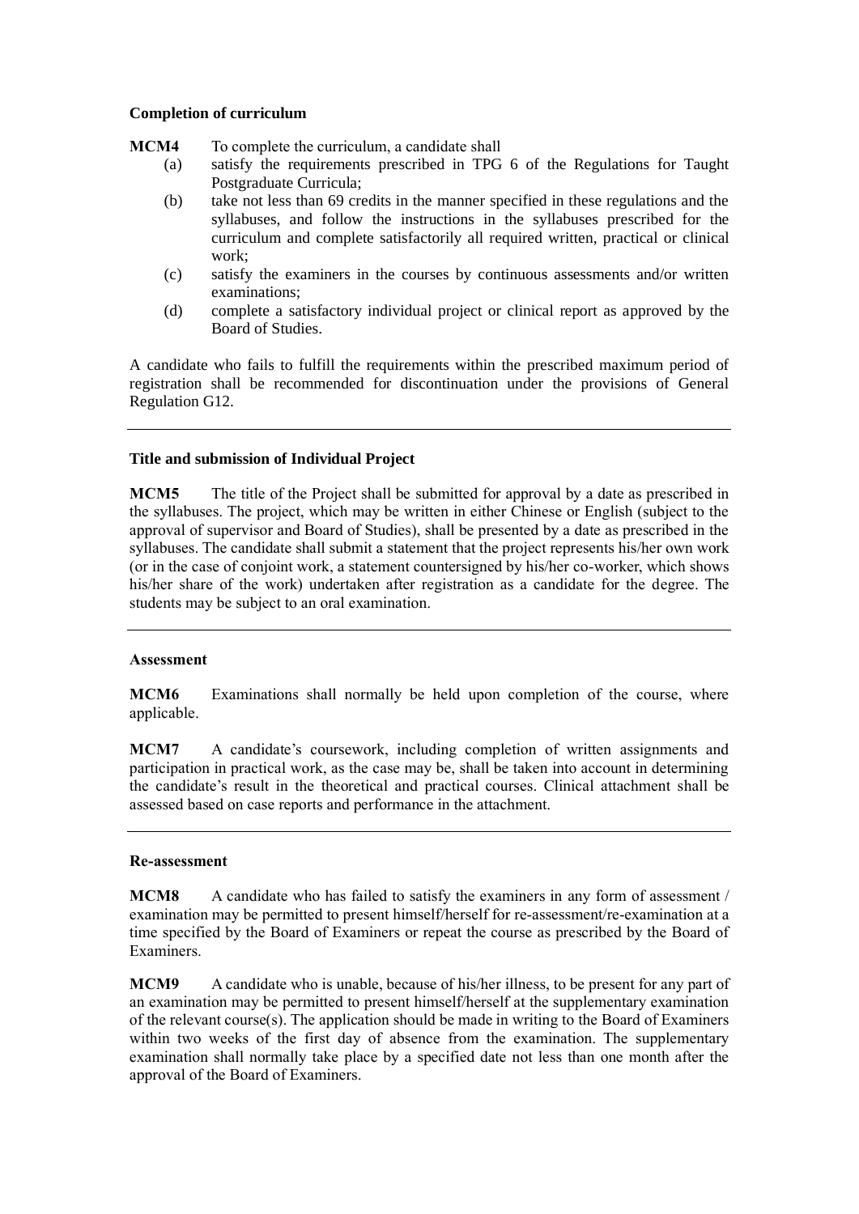**Completion of curriculum**

**MCM4** To complete the curriculum, a candidate shall

(a) satisfy the requirements prescribed in TPG 6 of the Regulations for Taught Postgraduate Curricula;

(b) take not less than 69 credits in the manner specified in these regulations and the syllabuses, and follow the instructions in the syllabuses prescribed for the curriculum and complete satisfactorily all required written, practical or clinical work;

(c) satisfy the examiners in the courses by continuous assessments and/or written examinations;

(d) complete a satisfactory individual project or clinical report as approved by the Board of Studies.

A candidate who fails to fulfill the requirements within the prescribed maximum period of registration shall be recommended for discontinuation under the provisions of General Regulation G12.

---

**Title and submission of Individual Project**

**MCM5** The title of the Project shall be submitted for approval by a date as prescribed in the syllabuses. The project, which may be written in either Chinese or English (subject to the approval of supervisor and Board of Studies), shall be presented by a date as prescribed in the syllabuses. The candidate shall submit a statement that the project represents his/her own work (or in the case of conjoint work, a statement countersigned by his/her co-worker, which shows his/her share of the work) undertaken after registration as a candidate for the degree. The students may be subject to an oral examination.

---

**Assessment**

**MCM6** Examinations shall normally be held upon completion of the course, where applicable.

**MCM7** A candidate's coursework, including completion of written assignments and participation in practical work, as the case may be, shall be taken into account in determining the candidate's result in the theoretical and practical courses. Clinical attachment shall be assessed based on case reports and performance in the attachment.

---

**Re-assessment**

**MCM8** A candidate who has failed to satisfy the examiners in any form of assessment / examination may be permitted to present himself/herself for re-assessment/re-examination at a time specified by the Board of Examiners or repeat the course as prescribed by the Board of Examiners.

**MCM9** A candidate who is unable, because of his/her illness, to be present for any part of an examination may be permitted to present himself/herself at the supplementary examination of the relevant course(s). The application should be made in writing to the Board of Examiners within two weeks of the first day of absence from the examination. The supplementary examination shall normally take place by a specified date not less than one month after the approval of the Board of Examiners.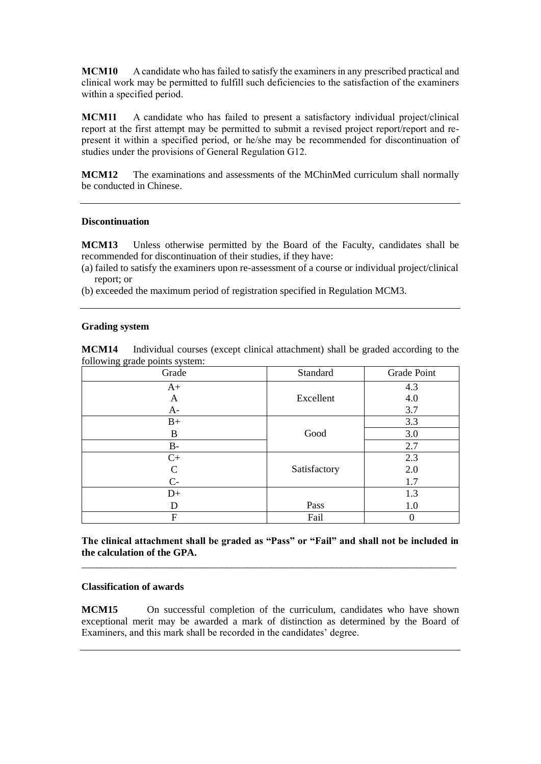**MCM10** A candidate who has failed to satisfy the examiners in any prescribed practical and clinical work may be permitted to fulfill such deficiencies to the satisfaction of the examiners within a specified period.

**MCM11** A candidate who has failed to present a satisfactory individual project/clinical report at the first attempt may be permitted to submit a revised project report/report and re-present it within a specified period, or he/she may be recommended for discontinuation of studies under the provisions of General Regulation G12.

**MCM12** The examinations and assessments of the MChinMed curriculum shall normally be conducted in Chinese.

---

**Discontinuation**

**MCM13** Unless otherwise permitted by the Board of the Faculty, candidates shall be recommended for discontinuation of their studies, if they have:

(a) failed to satisfy the examiners upon re-assessment of a course or individual project/clinical report; or

(b) exceeded the maximum period of registration specified in Regulation MCM3.

---

**Grading system**

**MCM14** Individual courses (except clinical attachment) shall be graded according to the following grade points system:

| Grade | Standard | Grade Point |
|---|---|---|
| A+ | Excellent | 4.3 |
| A | | 4.0 |
| A- | | 3.7 |
| B+ | Good | 3.3 |
| B | | 3.0 |
| B- | | 2.7 |
| C+ | Satisfactory | 2.3 |
| C | | 2.0 |
| C- | | 1.7 |
| D+ | Pass | 1.3 |
| D | | 1.0 |
| F | Fail | 0 |

**The clinical attachment shall be graded as "Pass" or "Fail" and shall not be included in the calculation of the GPA.**

---

**Classification of awards**

**MCM15** On successful completion of the curriculum, candidates who have shown exceptional merit may be awarded a mark of distinction as determined by the Board of Examiners, and this mark shall be recorded in the candidates' degree.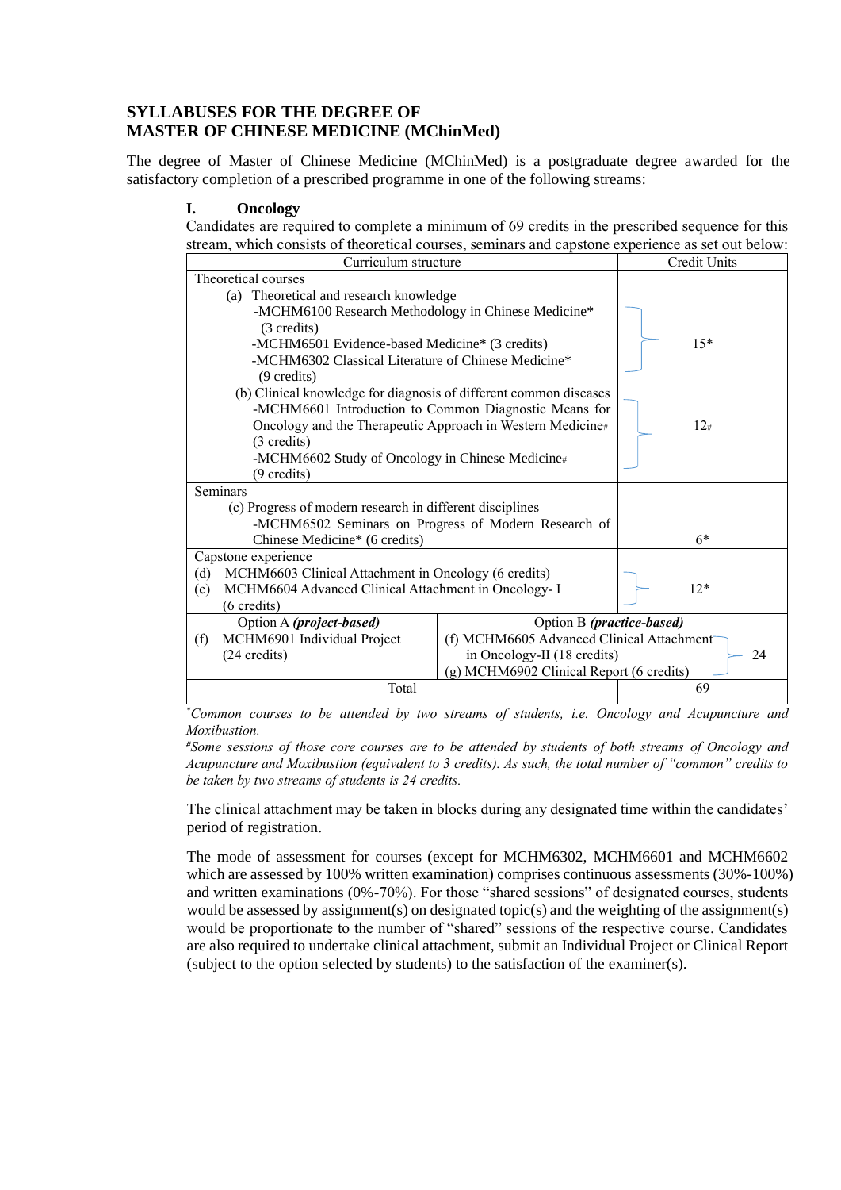## SYLLABUSES FOR THE DEGREE OF MASTER OF CHINESE MEDICINE (MChinMed)

The degree of Master of Chinese Medicine (MChinMed) is a postgraduate degree awarded for the satisfactory completion of a prescribed programme in one of the following streams:

### I. Oncology

Candidates are required to complete a minimum of 69 credits in the prescribed sequence for this stream, which consists of theoretical courses, seminars and capstone experience as set out below:

| Curriculum structure | | Credit Units |
|---|---|---|
| **Theoretical courses** | | |
| (a) Theoretical and research knowledge<br>-MCHM6100 Research Methodology in Chinese Medicine* (3 credits)<br>-MCHM6501 Evidence-based Medicine* (3 credits)<br>-MCHM6302 Classical Literature of Chinese Medicine* (9 credits) | | 15* |
| (b) Clinical knowledge for diagnosis of different common diseases<br>-MCHM6601 Introduction to Common Diagnostic Means for Oncology and the Therapeutic Approach in Western Medicine# (3 credits)<br>-MCHM6602 Study of Oncology in Chinese Medicine# (9 credits) | | 12# |
| **Seminars** | | |
| (c) Progress of modern research in different disciplines<br>-MCHM6502 Seminars on Progress of Modern Research of Chinese Medicine* (6 credits) | | 6* |
| **Capstone experience** | | |
| (d) MCHM6603 Clinical Attachment in Oncology (6 credits)<br>(e) MCHM6604 Advanced Clinical Attachment in Oncology- I (6 credits) | | 12* |
| Option A ***(project-based)***<br>(f) MCHM6901 Individual Project (24 credits) | Option B ***(practice-based)***<br>(f) MCHM6605 Advanced Clinical Attachment in Oncology-II (18 credits)<br>(g) MCHM6902 Clinical Report (6 credits) | 24 |
| Total | | 69 |

*\*Common courses to be attended by two streams of students, i.e. Oncology and Acupuncture and Moxibustion.*

*#Some sessions of those core courses are to be attended by students of both streams of Oncology and Acupuncture and Moxibustion (equivalent to 3 credits). As such, the total number of "common" credits to be taken by two streams of students is 24 credits.*

The clinical attachment may be taken in blocks during any designated time within the candidates' period of registration.

The mode of assessment for courses (except for MCHM6302, MCHM6601 and MCHM6602 which are assessed by 100% written examination) comprises continuous assessments (30%-100%) and written examinations (0%-70%). For those "shared sessions" of designated courses, students would be assessed by assignment(s) on designated topic(s) and the weighting of the assignment(s) would be proportionate to the number of "shared" sessions of the respective course. Candidates are also required to undertake clinical attachment, submit an Individual Project or Clinical Report (subject to the option selected by students) to the satisfaction of the examiner(s).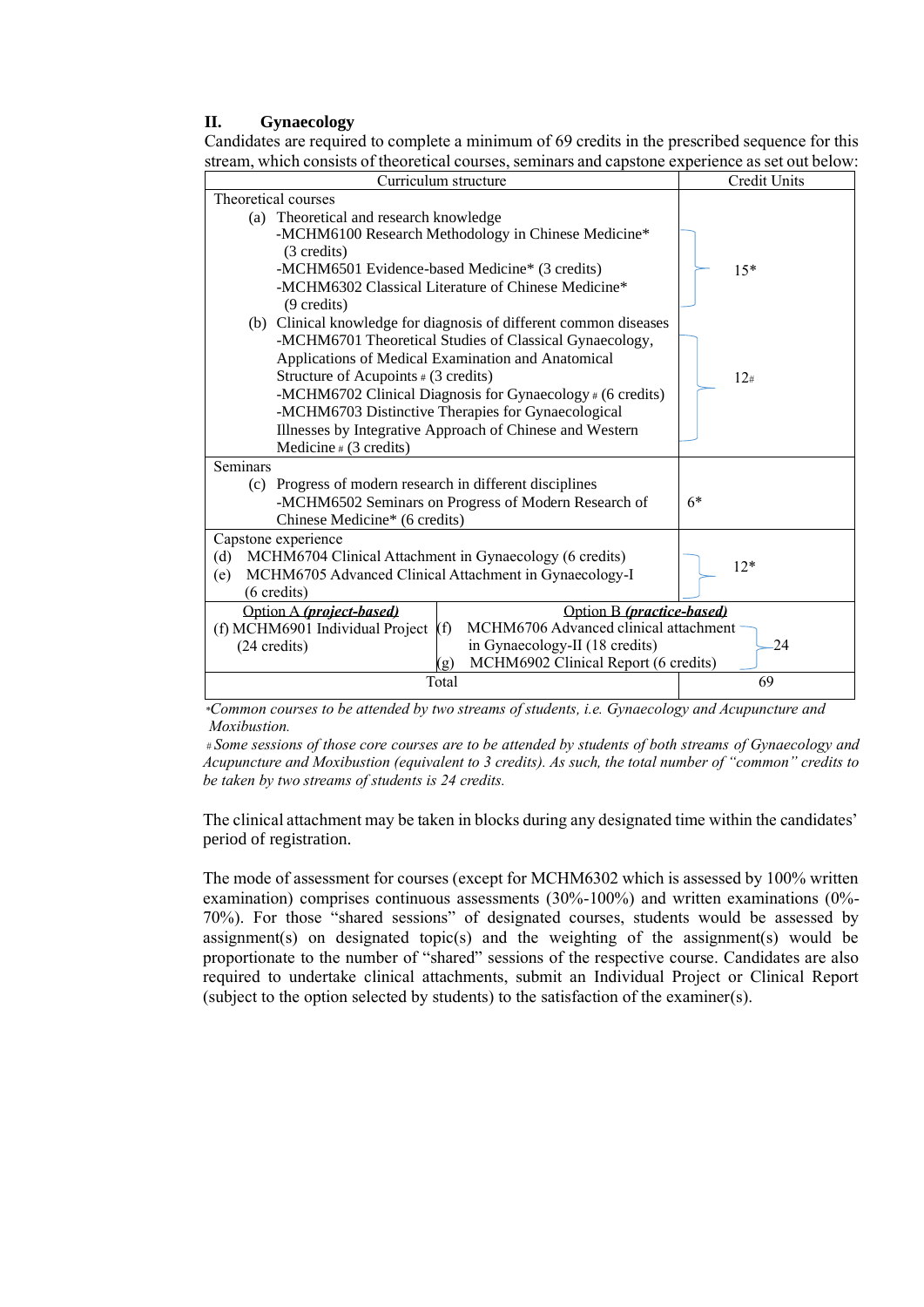## II. Gynaecology

Candidates are required to complete a minimum of 69 credits in the prescribed sequence for this stream, which consists of theoretical courses, seminars and capstone experience as set out below:

| Curriculum structure | | Credit Units |
|---|---|---|
| Theoretical courses<br>(a) Theoretical and research knowledge<br>-MCHM6100 Research Methodology in Chinese Medicine* (3 credits)<br>-MCHM6501 Evidence-based Medicine* (3 credits)<br>-MCHM6302 Classical Literature of Chinese Medicine* (9 credits) | | 15* |
| (b) Clinical knowledge for diagnosis of different common diseases<br>-MCHM6701 Theoretical Studies of Classical Gynaecology, Applications of Medical Examination and Anatomical Structure of Acupoints # (3 credits)<br>-MCHM6702 Clinical Diagnosis for Gynaecology # (6 credits)<br>-MCHM6703 Distinctive Therapies for Gynaecological Illnesses by Integrative Approach of Chinese and Western Medicine # (3 credits) | | 12# |
| Seminars<br>(c) Progress of modern research in different disciplines<br>-MCHM6502 Seminars on Progress of Modern Research of Chinese Medicine* (6 credits) | | 6* |
| Capstone experience<br>(d) MCHM6704 Clinical Attachment in Gynaecology (6 credits)<br>(e) MCHM6705 Advanced Clinical Attachment in Gynaecology-I (6 credits) | | 12* |
| Option A ***(project-based)***<br>(f) MCHM6901 Individual Project (24 credits) | Option B ***(practice-based)***<br>(f) MCHM6706 Advanced clinical attachment in Gynaecology-II (18 credits)<br>(g) MCHM6902 Clinical Report (6 credits) | 24 |
| Total | | 69 |

*\*Common courses to be attended by two streams of students, i.e. Gynaecology and Acupuncture and Moxibustion.*

*# Some sessions of those core courses are to be attended by students of both streams of Gynaecology and Acupuncture and Moxibustion (equivalent to 3 credits). As such, the total number of "common" credits to be taken by two streams of students is 24 credits.*

The clinical attachment may be taken in blocks during any designated time within the candidates' period of registration.

The mode of assessment for courses (except for MCHM6302 which is assessed by 100% written examination) comprises continuous assessments (30%-100%) and written examinations (0%-70%). For those "shared sessions" of designated courses, students would be assessed by assignment(s) on designated topic(s) and the weighting of the assignment(s) would be proportionate to the number of "shared" sessions of the respective course. Candidates are also required to undertake clinical attachments, submit an Individual Project or Clinical Report (subject to the option selected by students) to the satisfaction of the examiner(s).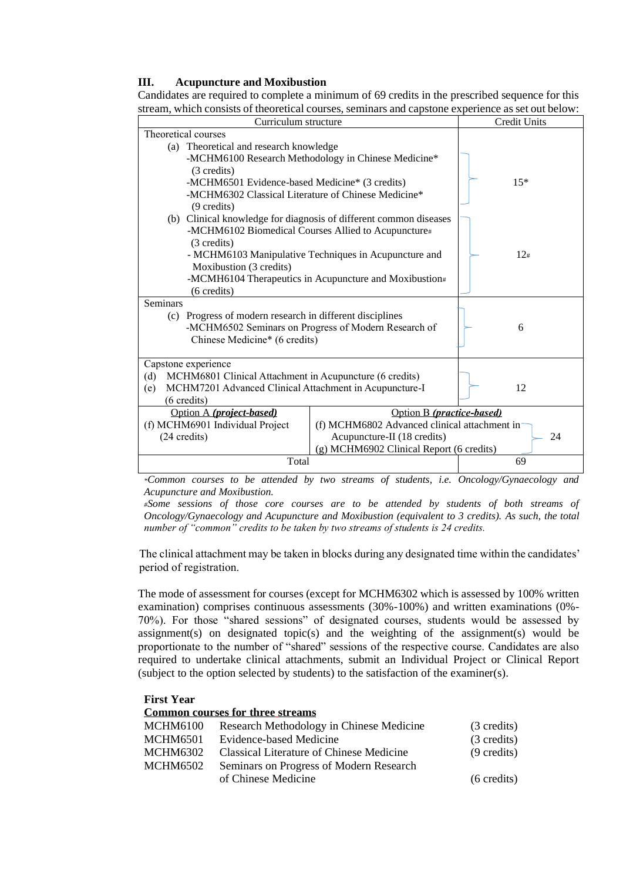### III. Acupuncture and Moxibustion

Candidates are required to complete a minimum of 69 credits in the prescribed sequence for this stream, which consists of theoretical courses, seminars and capstone experience as set out below:

| Curriculum structure | | Credit Units |
|---|---|---|
| Theoretical courses<br>(a) Theoretical and research knowledge<br>-MCHM6100 Research Methodology in Chinese Medicine* (3 credits)<br>-MCHM6501 Evidence-based Medicine* (3 credits)<br>-MCHM6302 Classical Literature of Chinese Medicine* (9 credits) | | 15* |
| (b) Clinical knowledge for diagnosis of different common diseases<br>-MCHM6102 Biomedical Courses Allied to Acupuncture# (3 credits)<br>- MCHM6103 Manipulative Techniques in Acupuncture and Moxibustion (3 credits)<br>-MCMH6104 Therapeutics in Acupuncture and Moxibustion# (6 credits) | | 12# |
| Seminars<br>(c) Progress of modern research in different disciplines<br>-MCHM6502 Seminars on Progress of Modern Research of Chinese Medicine* (6 credits) | | 6 |
| Capstone experience<br>(d) MCHM6801 Clinical Attachment in Acupuncture (6 credits)<br>(e) MCHM7201 Advanced Clinical Attachment in Acupuncture-I (6 credits) | | 12 |
| Option A ***(project-based)***<br>(f) MCHM6901 Individual Project (24 credits) | Option B ***(practice-based)***<br>(f) MCHM6802 Advanced clinical attachment in Acupuncture-II (18 credits)<br>(g) MCHM6902 Clinical Report (6 credits) | 24 |
| Total | | 69 |

*\*Common courses to be attended by two streams of students, i.e. Oncology/Gynaecology and Acupuncture and Moxibustion.*

*#Some sessions of those core courses are to be attended by students of both streams of Oncology/Gynaecology and Acupuncture and Moxibustion (equivalent to 3 credits). As such, the total number of "common" credits to be taken by two streams of students is 24 credits.*

The clinical attachment may be taken in blocks during any designated time within the candidates' period of registration.

The mode of assessment for courses (except for MCHM6302 which is assessed by 100% written examination) comprises continuous assessments (30%-100%) and written examinations (0%-70%). For those "shared sessions" of designated courses, students would be assessed by assignment(s) on designated topic(s) and the weighting of the assignment(s) would be proportionate to the number of "shared" sessions of the respective course. Candidates are also required to undertake clinical attachments, submit an Individual Project or Clinical Report (subject to the option selected by students) to the satisfaction of the examiner(s).

**First Year**

**<u>Common courses for three streams</u>**

| | | |
|---|---|---|
| MCHM6100 | Research Methodology in Chinese Medicine | (3 credits) |
| MCHM6501 | Evidence-based Medicine | (3 credits) |
| MCHM6302 | Classical Literature of Chinese Medicine | (9 credits) |
| MCHM6502 | Seminars on Progress of Modern Research of Chinese Medicine | (6 credits) |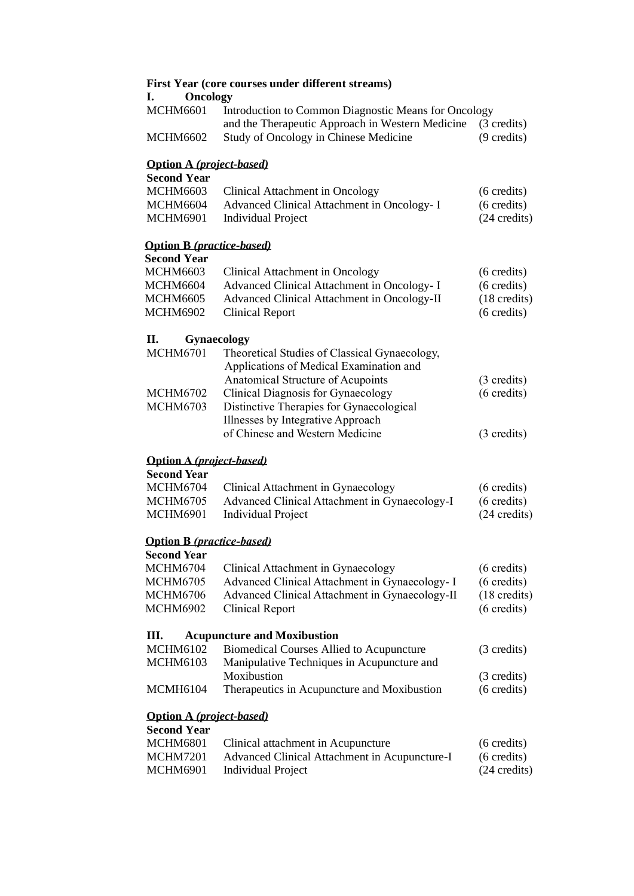**First Year (core courses under different streams)**

**I. Oncology**

| | | |
|---|---|---|
| MCHM6601 | Introduction to Common Diagnostic Means for Oncology and the Therapeutic Approach in Western Medicine | (3 credits) |
| MCHM6602 | Study of Oncology in Chinese Medicine | (9 credits) |

**Option A *(project-based)***

**Second Year**

| | | |
|---|---|---|
| MCHM6603 | Clinical Attachment in Oncology | (6 credits) |
| MCHM6604 | Advanced Clinical Attachment in Oncology- I | (6 credits) |
| MCHM6901 | Individual Project | (24 credits) |

**Option B *(practice-based)***

**Second Year**

| | | |
|---|---|---|
| MCHM6603 | Clinical Attachment in Oncology | (6 credits) |
| MCHM6604 | Advanced Clinical Attachment in Oncology- I | (6 credits) |
| MCHM6605 | Advanced Clinical Attachment in Oncology-II | (18 credits) |
| MCHM6902 | Clinical Report | (6 credits) |

**II. Gynaecology**

| | | |
|---|---|---|
| MCHM6701 | Theoretical Studies of Classical Gynaecology, Applications of Medical Examination and Anatomical Structure of Acupoints | (3 credits) |
| MCHM6702 | Clinical Diagnosis for Gynaecology | (6 credits) |
| MCHM6703 | Distinctive Therapies for Gynaecological Illnesses by Integrative Approach of Chinese and Western Medicine | (3 credits) |

**Option A *(project-based)***

**Second Year**

| | | |
|---|---|---|
| MCHM6704 | Clinical Attachment in Gynaecology | (6 credits) |
| MCHM6705 | Advanced Clinical Attachment in Gynaecology-I | (6 credits) |
| MCHM6901 | Individual Project | (24 credits) |

**Option B *(practice-based)***

**Second Year**

| | | |
|---|---|---|
| MCHM6704 | Clinical Attachment in Gynaecology | (6 credits) |
| MCHM6705 | Advanced Clinical Attachment in Gynaecology- I | (6 credits) |
| MCHM6706 | Advanced Clinical Attachment in Gynaecology-II | (18 credits) |
| MCHM6902 | Clinical Report | (6 credits) |

**III. Acupuncture and Moxibustion**

| | | |
|---|---|---|
| MCHM6102 | Biomedical Courses Allied to Acupuncture | (3 credits) |
| MCHM6103 | Manipulative Techniques in Acupuncture and Moxibustion | (3 credits) |
| MCMH6104 | Therapeutics in Acupuncture and Moxibustion | (6 credits) |

**Option A *(project-based)***

**Second Year**

| | | |
|---|---|---|
| MCHM6801 | Clinical attachment in Acupuncture | (6 credits) |
| MCHM7201 | Advanced Clinical Attachment in Acupuncture-I | (6 credits) |
| MCHM6901 | Individual Project | (24 credits) |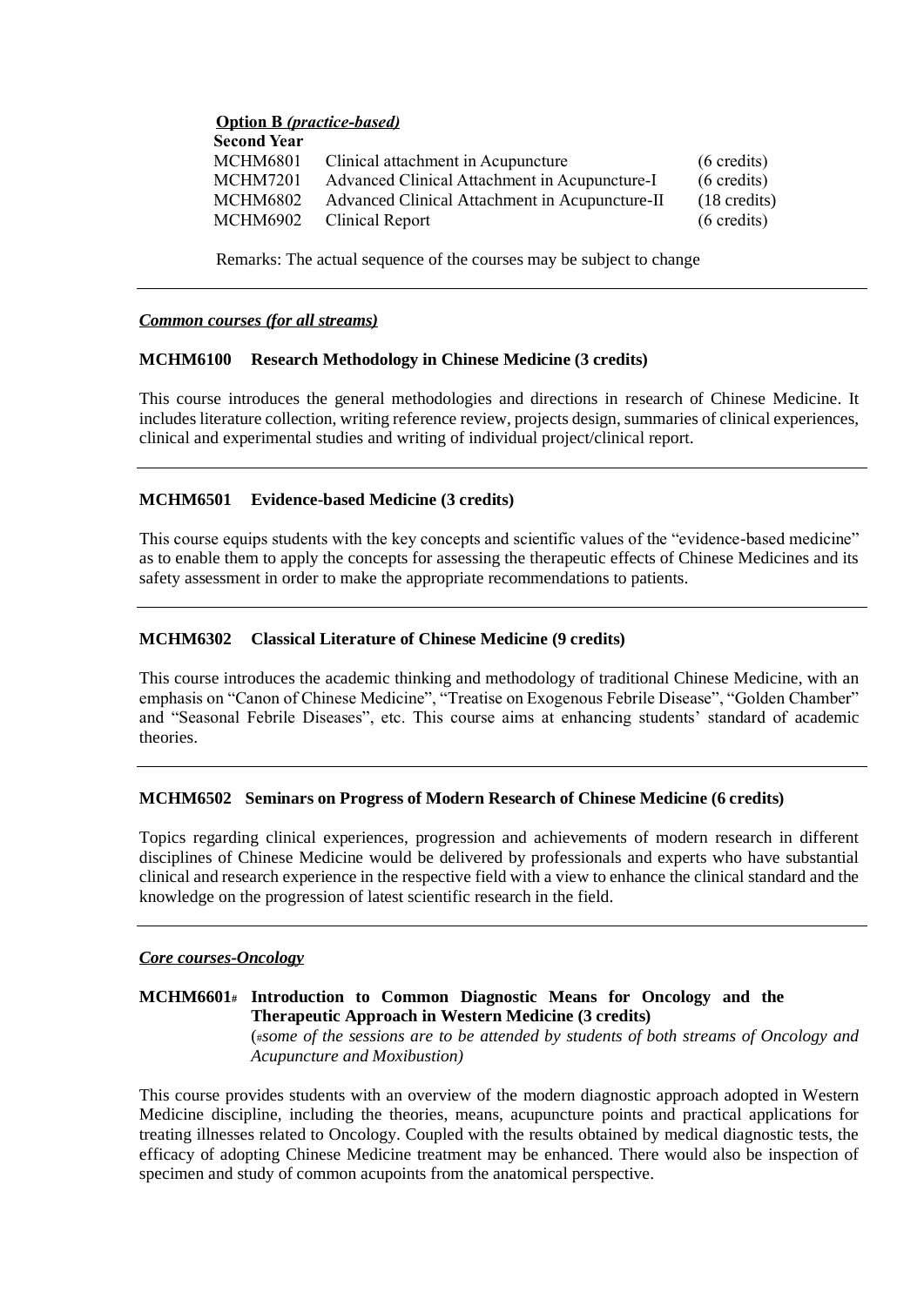**Option B** ***(practice-based)***

**Second Year**

| | | |
|---|---|---|
| MCHM6801 | Clinical attachment in Acupuncture | (6 credits) |
| MCHM7201 | Advanced Clinical Attachment in Acupuncture-I | (6 credits) |
| MCHM6802 | Advanced Clinical Attachment in Acupuncture-II | (18 credits) |
| MCHM6902 | Clinical Report | (6 credits) |

Remarks: The actual sequence of the courses may be subject to change

---

***Common courses (for all streams)***

**MCHM6100 Research Methodology in Chinese Medicine (3 credits)**

This course introduces the general methodologies and directions in research of Chinese Medicine. It includes literature collection, writing reference review, projects design, summaries of clinical experiences, clinical and experimental studies and writing of individual project/clinical report.

---

**MCHM6501 Evidence-based Medicine (3 credits)**

This course equips students with the key concepts and scientific values of the "evidence-based medicine" as to enable them to apply the concepts for assessing the therapeutic effects of Chinese Medicines and its safety assessment in order to make the appropriate recommendations to patients.

---

**MCHM6302 Classical Literature of Chinese Medicine (9 credits)**

This course introduces the academic thinking and methodology of traditional Chinese Medicine, with an emphasis on "Canon of Chinese Medicine", "Treatise on Exogenous Febrile Disease", "Golden Chamber" and "Seasonal Febrile Diseases", etc. This course aims at enhancing students' standard of academic theories.

---

**MCHM6502 Seminars on Progress of Modern Research of Chinese Medicine (6 credits)**

Topics regarding clinical experiences, progression and achievements of modern research in different disciplines of Chinese Medicine would be delivered by professionals and experts who have substantial clinical and research experience in the respective field with a view to enhance the clinical standard and the knowledge on the progression of latest scientific research in the field.

---

***Core courses-Oncology***

**MCHM6601# Introduction to Common Diagnostic Means for Oncology and the Therapeutic Approach in Western Medicine (3 credits)**
(*#some of the sessions are to be attended by students of both streams of Oncology and Acupuncture and Moxibustion)*

This course provides students with an overview of the modern diagnostic approach adopted in Western Medicine discipline, including the theories, means, acupuncture points and practical applications for treating illnesses related to Oncology. Coupled with the results obtained by medical diagnostic tests, the efficacy of adopting Chinese Medicine treatment may be enhanced. There would also be inspection of specimen and study of common acupoints from the anatomical perspective.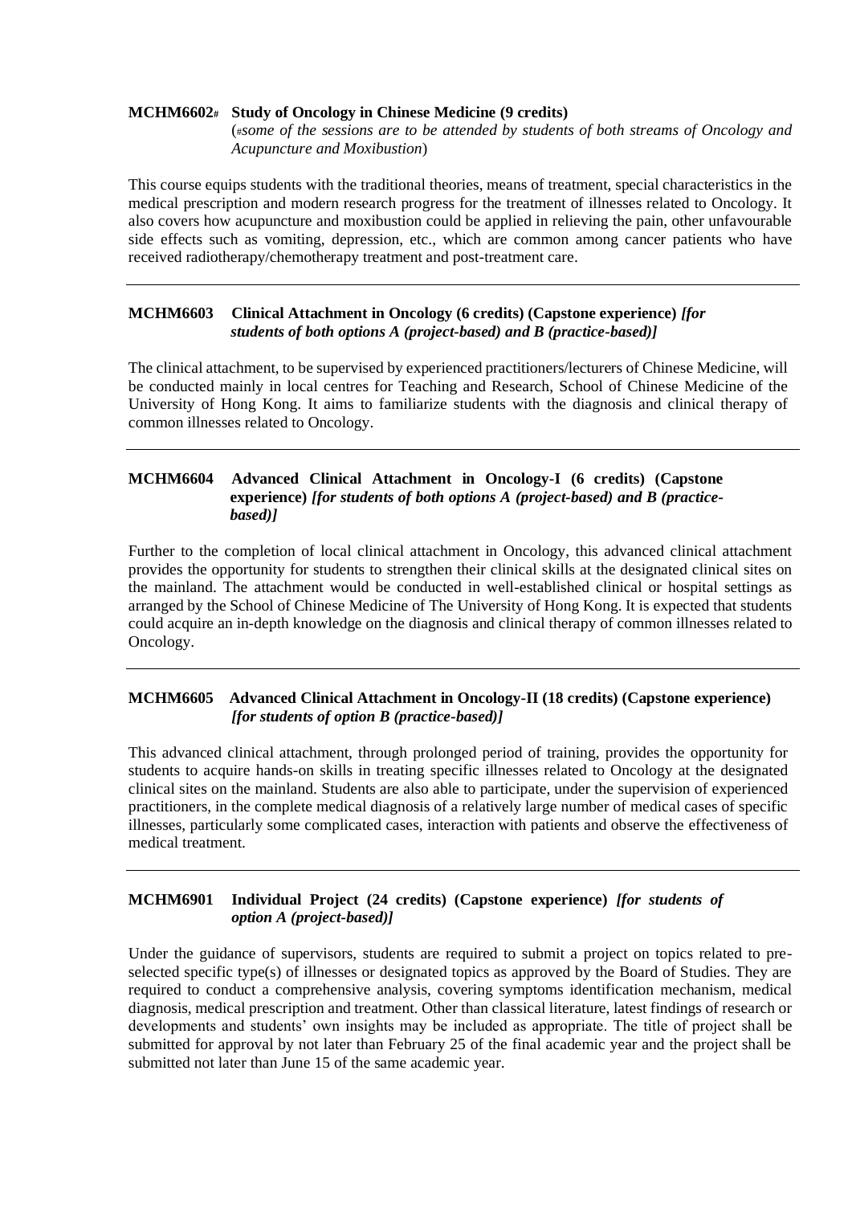#### MCHM6602# Study of Oncology in Chinese Medicine (9 credits)

(*#some of the sessions are to be attended by students of both streams of Oncology and Acupuncture and Moxibustion*)

This course equips students with the traditional theories, means of treatment, special characteristics in the medical prescription and modern research progress for the treatment of illnesses related to Oncology. It also covers how acupuncture and moxibustion could be applied in relieving the pain, other unfavourable side effects such as vomiting, depression, etc., which are common among cancer patients who have received radiotherapy/chemotherapy treatment and post-treatment care.

---

#### MCHM6603 Clinical Attachment in Oncology (6 credits) (Capstone experience) *[for students of both options A (project-based) and B (practice-based)]*

The clinical attachment, to be supervised by experienced practitioners/lecturers of Chinese Medicine, will be conducted mainly in local centres for Teaching and Research, School of Chinese Medicine of the University of Hong Kong. It aims to familiarize students with the diagnosis and clinical therapy of common illnesses related to Oncology.

---

#### MCHM6604 Advanced Clinical Attachment in Oncology-I (6 credits) (Capstone experience) *[for students of both options A (project-based) and B (practice-based)]*

Further to the completion of local clinical attachment in Oncology, this advanced clinical attachment provides the opportunity for students to strengthen their clinical skills at the designated clinical sites on the mainland. The attachment would be conducted in well-established clinical or hospital settings as arranged by the School of Chinese Medicine of The University of Hong Kong. It is expected that students could acquire an in-depth knowledge on the diagnosis and clinical therapy of common illnesses related to Oncology.

---

#### MCHM6605 Advanced Clinical Attachment in Oncology-II (18 credits) (Capstone experience) *[for students of option B (practice-based)]*

This advanced clinical attachment, through prolonged period of training, provides the opportunity for students to acquire hands-on skills in treating specific illnesses related to Oncology at the designated clinical sites on the mainland. Students are also able to participate, under the supervision of experienced practitioners, in the complete medical diagnosis of a relatively large number of medical cases of specific illnesses, particularly some complicated cases, interaction with patients and observe the effectiveness of medical treatment.

---

#### MCHM6901 Individual Project (24 credits) (Capstone experience) *[for students of option A (project-based)]*

Under the guidance of supervisors, students are required to submit a project on topics related to pre-selected specific type(s) of illnesses or designated topics as approved by the Board of Studies. They are required to conduct a comprehensive analysis, covering symptoms identification mechanism, medical diagnosis, medical prescription and treatment. Other than classical literature, latest findings of research or developments and students' own insights may be included as appropriate. The title of project shall be submitted for approval by not later than February 25 of the final academic year and the project shall be submitted not later than June 15 of the same academic year.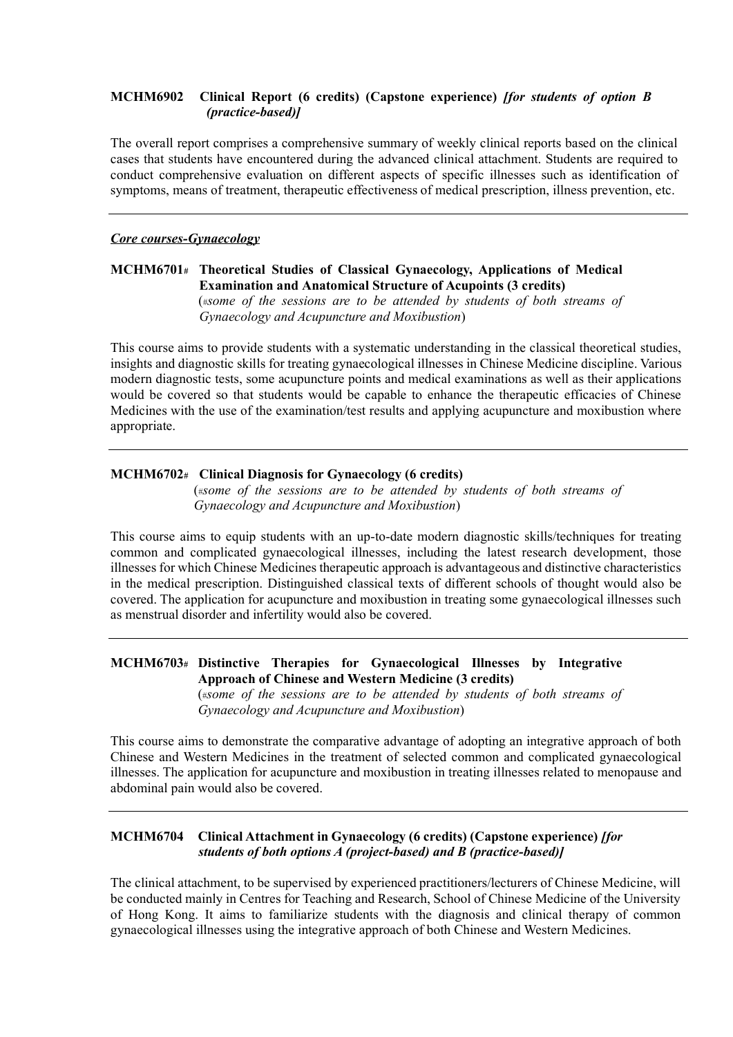**MCHM6902 Clinical Report (6 credits) (Capstone experience) *[for students of option B (practice-based)]***

The overall report comprises a comprehensive summary of weekly clinical reports based on the clinical cases that students have encountered during the advanced clinical attachment. Students are required to conduct comprehensive evaluation on different aspects of specific illnesses such as identification of symptoms, means of treatment, therapeutic effectiveness of medical prescription, illness prevention, etc.

---

***Core courses-Gynaecology***

**MCHM6701# Theoretical Studies of Classical Gynaecology, Applications of Medical Examination and Anatomical Structure of Acupoints (3 credits)**
(*#some of the sessions are to be attended by students of both streams of Gynaecology and Acupuncture and Moxibustion*)

This course aims to provide students with a systematic understanding in the classical theoretical studies, insights and diagnostic skills for treating gynaecological illnesses in Chinese Medicine discipline. Various modern diagnostic tests, some acupuncture points and medical examinations as well as their applications would be covered so that students would be capable to enhance the therapeutic efficacies of Chinese Medicines with the use of the examination/test results and applying acupuncture and moxibustion where appropriate.

---

**MCHM6702# Clinical Diagnosis for Gynaecology (6 credits)**
(*#some of the sessions are to be attended by students of both streams of Gynaecology and Acupuncture and Moxibustion*)

This course aims to equip students with an up-to-date modern diagnostic skills/techniques for treating common and complicated gynaecological illnesses, including the latest research development, those illnesses for which Chinese Medicines therapeutic approach is advantageous and distinctive characteristics in the medical prescription. Distinguished classical texts of different schools of thought would also be covered. The application for acupuncture and moxibustion in treating some gynaecological illnesses such as menstrual disorder and infertility would also be covered.

---

**MCHM6703# Distinctive Therapies for Gynaecological Illnesses by Integrative Approach of Chinese and Western Medicine (3 credits)**
(*#some of the sessions are to be attended by students of both streams of Gynaecology and Acupuncture and Moxibustion*)

This course aims to demonstrate the comparative advantage of adopting an integrative approach of both Chinese and Western Medicines in the treatment of selected common and complicated gynaecological illnesses. The application for acupuncture and moxibustion in treating illnesses related to menopause and abdominal pain would also be covered.

---

**MCHM6704 Clinical Attachment in Gynaecology (6 credits) (Capstone experience) *[for students of both options A (project-based) and B (practice-based)]***

The clinical attachment, to be supervised by experienced practitioners/lecturers of Chinese Medicine, will be conducted mainly in Centres for Teaching and Research, School of Chinese Medicine of the University of Hong Kong. It aims to familiarize students with the diagnosis and clinical therapy of common gynaecological illnesses using the integrative approach of both Chinese and Western Medicines.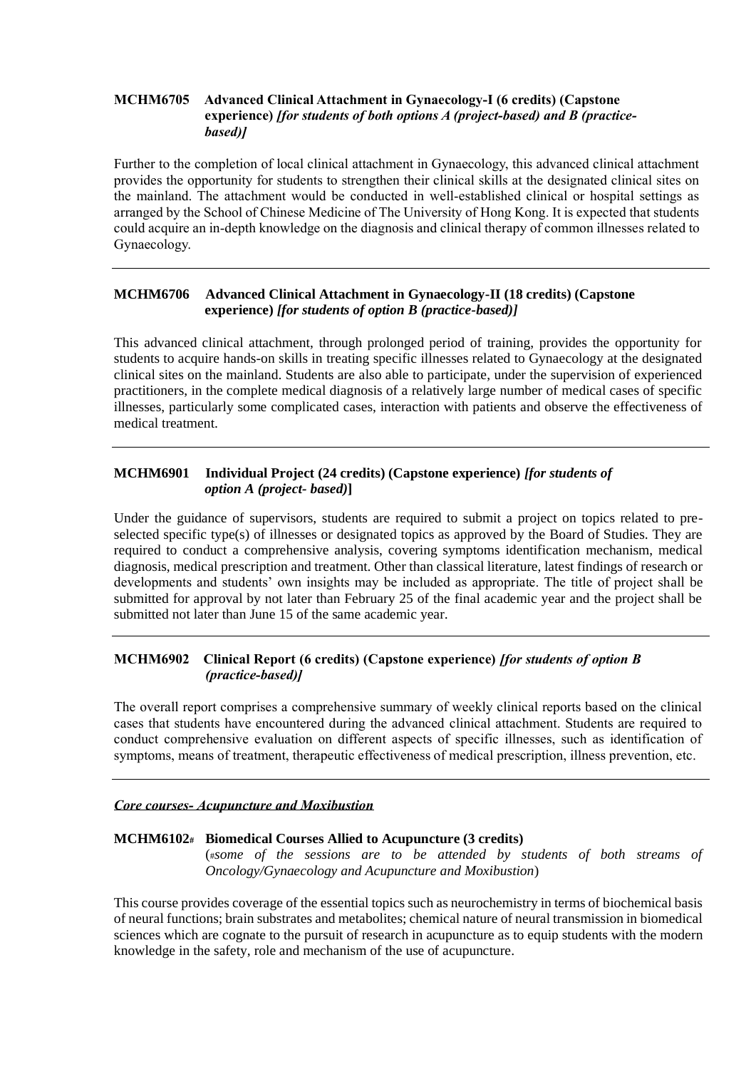**MCHM6705 Advanced Clinical Attachment in Gynaecology-I (6 credits) (Capstone experience)** ***[for students of both options A (project-based) and B (practice-based)]***

Further to the completion of local clinical attachment in Gynaecology, this advanced clinical attachment provides the opportunity for students to strengthen their clinical skills at the designated clinical sites on the mainland. The attachment would be conducted in well-established clinical or hospital settings as arranged by the School of Chinese Medicine of The University of Hong Kong. It is expected that students could acquire an in-depth knowledge on the diagnosis and clinical therapy of common illnesses related to Gynaecology.

---

**MCHM6706 Advanced Clinical Attachment in Gynaecology-II (18 credits) (Capstone experience)** ***[for students of option B (practice-based)]***

This advanced clinical attachment, through prolonged period of training, provides the opportunity for students to acquire hands-on skills in treating specific illnesses related to Gynaecology at the designated clinical sites on the mainland. Students are also able to participate, under the supervision of experienced practitioners, in the complete medical diagnosis of a relatively large number of medical cases of specific illnesses, particularly some complicated cases, interaction with patients and observe the effectiveness of medical treatment.

---

**MCHM6901 Individual Project (24 credits) (Capstone experience)** ***[for students of option A (project- based)*]**

Under the guidance of supervisors, students are required to submit a project on topics related to pre-selected specific type(s) of illnesses or designated topics as approved by the Board of Studies. They are required to conduct a comprehensive analysis, covering symptoms identification mechanism, medical diagnosis, medical prescription and treatment. Other than classical literature, latest findings of research or developments and students' own insights may be included as appropriate. The title of project shall be submitted for approval by not later than February 25 of the final academic year and the project shall be submitted not later than June 15 of the same academic year.

---

**MCHM6902 Clinical Report (6 credits) (Capstone experience)** ***[for students of option B (practice-based)]***

The overall report comprises a comprehensive summary of weekly clinical reports based on the clinical cases that students have encountered during the advanced clinical attachment. Students are required to conduct comprehensive evaluation on different aspects of specific illnesses, such as identification of symptoms, means of treatment, therapeutic effectiveness of medical prescription, illness prevention, etc.

---

***Core courses- Acupuncture and Moxibustion***

**MCHM6102# Biomedical Courses Allied to Acupuncture (3 credits)**
(*#some of the sessions are to be attended by students of both streams of Oncology/Gynaecology and Acupuncture and Moxibustion*)

This course provides coverage of the essential topics such as neurochemistry in terms of biochemical basis of neural functions; brain substrates and metabolites; chemical nature of neural transmission in biomedical sciences which are cognate to the pursuit of research in acupuncture as to equip students with the modern knowledge in the safety, role and mechanism of the use of acupuncture.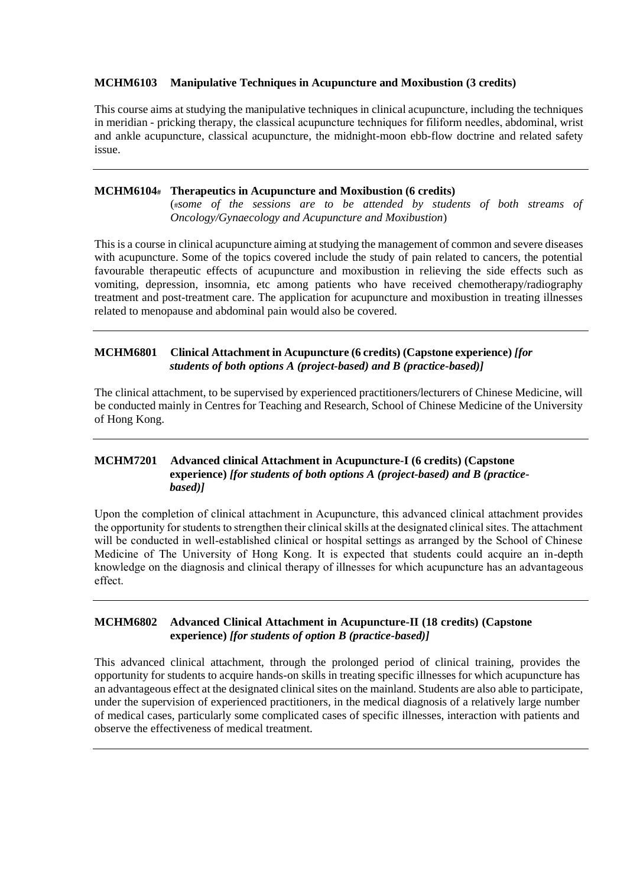**MCHM6103 Manipulative Techniques in Acupuncture and Moxibustion (3 credits)**

This course aims at studying the manipulative techniques in clinical acupuncture, including the techniques in meridian - pricking therapy, the classical acupuncture techniques for filiform needles, abdominal, wrist and ankle acupuncture, classical acupuncture, the midnight-moon ebb-flow doctrine and related safety issue.

---

**MCHM6104# Therapeutics in Acupuncture and Moxibustion (6 credits)**
(*#some of the sessions are to be attended by students of both streams of Oncology/Gynaecology and Acupuncture and Moxibustion*)

This is a course in clinical acupuncture aiming at studying the management of common and severe diseases with acupuncture. Some of the topics covered include the study of pain related to cancers, the potential favourable therapeutic effects of acupuncture and moxibustion in relieving the side effects such as vomiting, depression, insomnia, etc among patients who have received chemotherapy/radiography treatment and post-treatment care. The application for acupuncture and moxibustion in treating illnesses related to menopause and abdominal pain would also be covered.

---

**MCHM6801 Clinical Attachment in Acupuncture (6 credits) (Capstone experience)** ***[for students of both options A (project-based) and B (practice-based)]***

The clinical attachment, to be supervised by experienced practitioners/lecturers of Chinese Medicine, will be conducted mainly in Centres for Teaching and Research, School of Chinese Medicine of the University of Hong Kong.

---

**MCHM7201 Advanced clinical Attachment in Acupuncture-I (6 credits) (Capstone experience)** ***[for students of both options A (project-based) and B (practice-based)]***

Upon the completion of clinical attachment in Acupuncture, this advanced clinical attachment provides the opportunity for students to strengthen their clinical skills at the designated clinical sites. The attachment will be conducted in well-established clinical or hospital settings as arranged by the School of Chinese Medicine of The University of Hong Kong. It is expected that students could acquire an in-depth knowledge on the diagnosis and clinical therapy of illnesses for which acupuncture has an advantageous effect.

---

**MCHM6802 Advanced Clinical Attachment in Acupuncture-II (18 credits) (Capstone experience)** ***[for students of option B (practice-based)]***

This advanced clinical attachment, through the prolonged period of clinical training, provides the opportunity for students to acquire hands-on skills in treating specific illnesses for which acupuncture has an advantageous effect at the designated clinical sites on the mainland. Students are also able to participate, under the supervision of experienced practitioners, in the medical diagnosis of a relatively large number of medical cases, particularly some complicated cases of specific illnesses, interaction with patients and observe the effectiveness of medical treatment.

---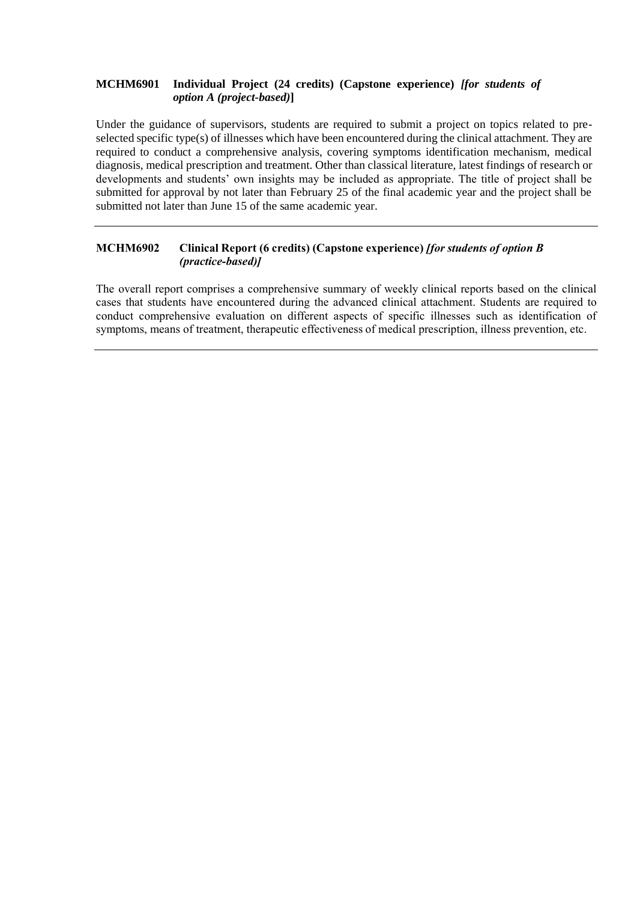**MCHM6901 Individual Project (24 credits) (Capstone experience)** ***[for students of option A (project-based)*]**

Under the guidance of supervisors, students are required to submit a project on topics related to pre-selected specific type(s) of illnesses which have been encountered during the clinical attachment. They are required to conduct a comprehensive analysis, covering symptoms identification mechanism, medical diagnosis, medical prescription and treatment. Other than classical literature, latest findings of research or developments and students' own insights may be included as appropriate. The title of project shall be submitted for approval by not later than February 25 of the final academic year and the project shall be submitted not later than June 15 of the same academic year.

---

**MCHM6902 Clinical Report (6 credits) (Capstone experience)** ***[for students of option B (practice-based)]***

The overall report comprises a comprehensive summary of weekly clinical reports based on the clinical cases that students have encountered during the advanced clinical attachment. Students are required to conduct comprehensive evaluation on different aspects of specific illnesses such as identification of symptoms, means of treatment, therapeutic effectiveness of medical prescription, illness prevention, etc.

---